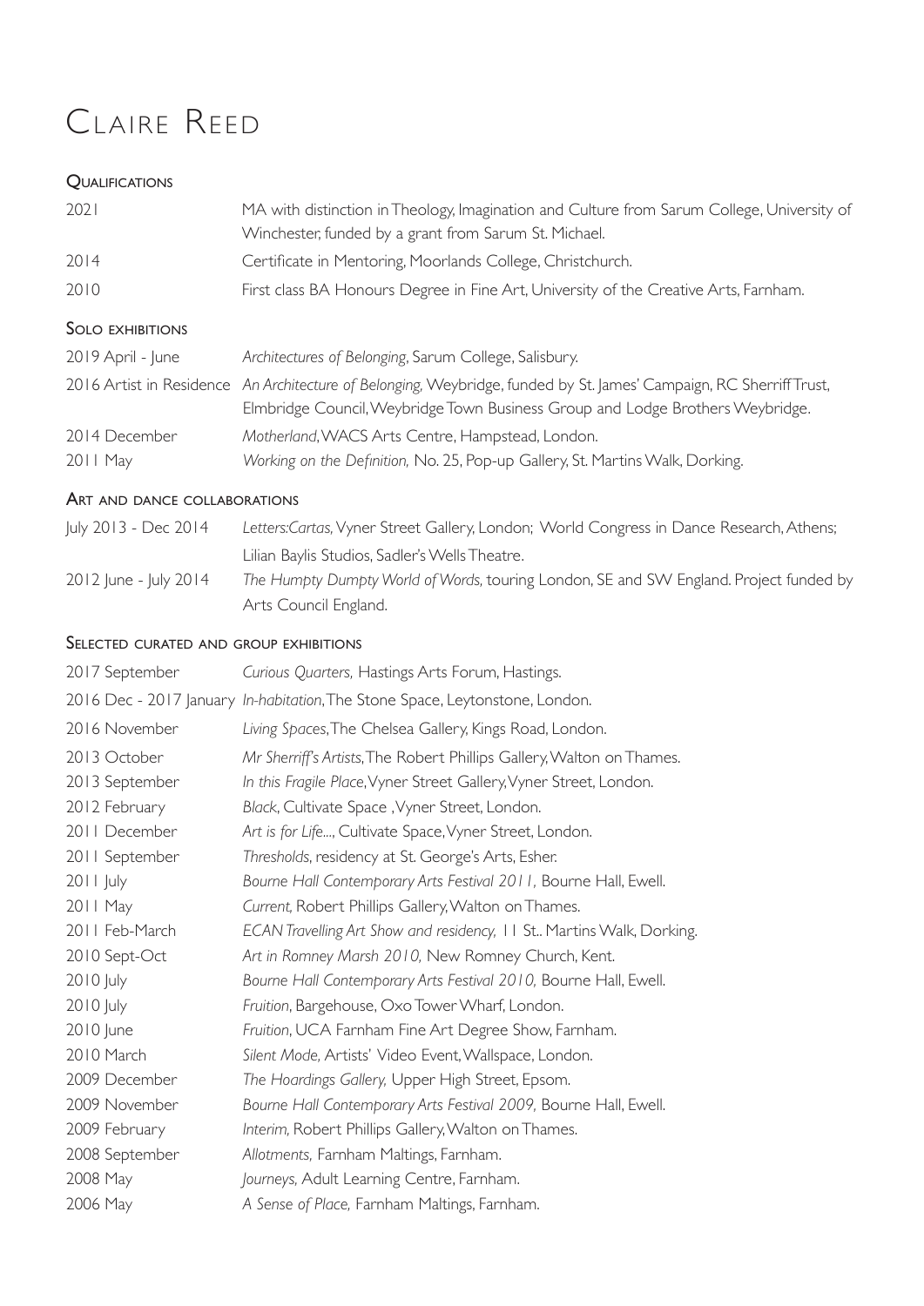# Claire Reed

## Qualifications

| | |
|---|---|
| 2021 | MA with distinction in Theology, Imagination and Culture from Sarum College, University of Winchester, funded by a grant from Sarum St. Michael. |
| 2014 | Certificate in Mentoring, Moorlands College, Christchurch. |
| 2010 | First class BA Honours Degree in Fine Art, University of the Creative Arts, Farnham. |

## Solo exhibitions

| | |
|---|---|
| 2019 April - June | *Architectures of Belonging*, Sarum College, Salisbury. |
| 2016 Artist in Residence | *An Architecture of Belonging,* Weybridge, funded by St. James' Campaign, RC Sherriff Trust, Elmbridge Council, Weybridge Town Business Group and Lodge Brothers Weybridge. |
| 2014 December | *Motherland*, WACS Arts Centre, Hampstead, London. |
| 2011 May | *Working on the Definition,* No. 25, Pop-up Gallery, St. Martins Walk, Dorking. |

## Art and dance collaborations

| | |
|---|---|
| July 2013 - Dec 2014 | *Letters:Cartas,* Vyner Street Gallery, London; World Congress in Dance Research, Athens; Lilian Baylis Studios, Sadler's Wells Theatre. |
| 2012 June - July 2014 | *The Humpty Dumpty World of Words,* touring London, SE and SW England. Project funded by Arts Council England. |

## Selected curated and group exhibitions

| | |
|---|---|
| 2017 September | *Curious Quarters,* Hastings Arts Forum, Hastings. |
| 2016 Dec - 2017 January | *In-habitation*, The Stone Space, Leytonstone, London. |
| 2016 November | *Living Spaces*, The Chelsea Gallery, Kings Road, London. |
| 2013 October | *Mr Sherriff's Artists*, The Robert Phillips Gallery, Walton on Thames. |
| 2013 September | *In this Fragile Place*, Vyner Street Gallery, Vyner Street, London. |
| 2012 February | *Black*, Cultivate Space , Vyner Street, London. |
| 2011 December | *Art is for Life...*, Cultivate Space, Vyner Street, London. |
| 2011 September | *Thresholds*, residency at St. George's Arts, Esher. |
| 2011 July | *Bourne Hall Contemporary Arts Festival 2011,* Bourne Hall, Ewell. |
| 2011 May | *Current,* Robert Phillips Gallery, Walton on Thames. |
| 2011 Feb-March | *ECAN Travelling Art Show and residency,* 11 St.. Martins Walk, Dorking. |
| 2010 Sept-Oct | *Art in Romney Marsh 2010,* New Romney Church, Kent. |
| 2010 July | *Bourne Hall Contemporary Arts Festival 2010,* Bourne Hall, Ewell. |
| 2010 July | *Fruition*, Bargehouse, Oxo Tower Wharf, London. |
| 2010 June | *Fruition*, UCA Farnham Fine Art Degree Show, Farnham. |
| 2010 March | *Silent Mode,* Artists' Video Event, Wallspace, London. |
| 2009 December | *The Hoardings Gallery,* Upper High Street, Epsom. |
| 2009 November | *Bourne Hall Contemporary Arts Festival 2009,* Bourne Hall, Ewell. |
| 2009 February | *Interim,* Robert Phillips Gallery, Walton on Thames. |
| 2008 September | *Allotments,* Farnham Maltings, Farnham. |
| 2008 May | *Journeys,* Adult Learning Centre, Farnham. |
| 2006 May | *A Sense of Place,* Farnham Maltings, Farnham. |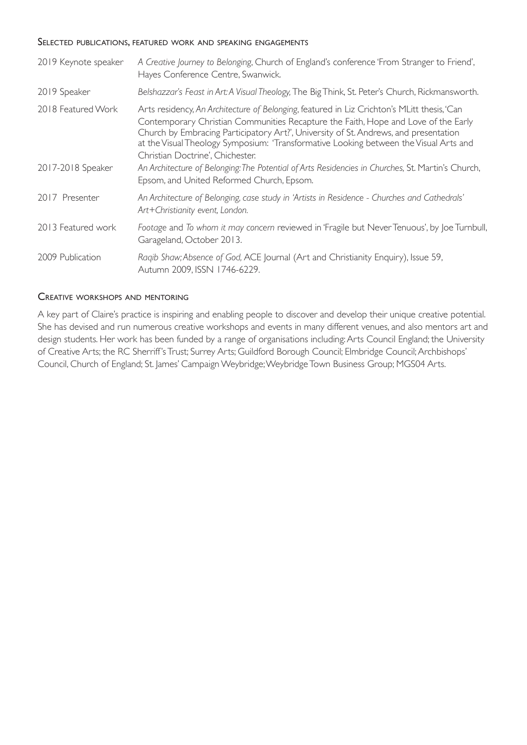## Selected publications, featured work and speaking engagements

| | |
|---|---|
| 2019 Keynote speaker | *A Creative Journey to Belonging*, Church of England's conference 'From Stranger to Friend', Hayes Conference Centre, Swanwick. |
| 2019 Speaker | *Belshazzar's Feast in Art: A Visual Theology,* The Big Think, St. Peter's Church, Rickmansworth. |
| 2018 Featured Work | Arts residency, *An Architecture of Belonging*, featured in Liz Crichton's MLitt thesis, 'Can Contemporary Christian Communities Recapture the Faith, Hope and Love of the Early Church by Embracing Participatory Art?', University of St. Andrews, and presentation at the Visual Theology Symposium: 'Transformative Looking between the Visual Arts and Christian Doctrine', Chichester. |
| 2017-2018 Speaker | *An Architecture of Belonging: The Potential of Arts Residencies in Churches,* St. Martin's Church, Epsom, and United Reformed Church, Epsom. |
| 2017 Presenter | *An Architecture of Belonging, case study in 'Artists in Residence - Churches and Cathedrals' Art+Christianity event, London.* |
| 2013 Featured work | *Footage* and *To whom it may concern* reviewed in 'Fragile but Never Tenuous', by Joe Turnbull, Garageland, October 2013. |
| 2009 Publication | *Raqib Shaw; Absence of God,* ACE Journal (Art and Christianity Enquiry), Issue 59, Autumn 2009, ISSN 1746-6229. |

## Creative workshops and mentoring

A key part of Claire's practice is inspiring and enabling people to discover and develop their unique creative potential. She has devised and run numerous creative workshops and events in many different venues, and also mentors art and design students. Her work has been funded by a range of organisations including: Arts Council England; the University of Creative Arts; the RC Sherriff's Trust; Surrey Arts; Guildford Borough Council; Elmbridge Council; Archbishops' Council, Church of England; St. James' Campaign Weybridge; Weybridge Town Business Group; MGS04 Arts.